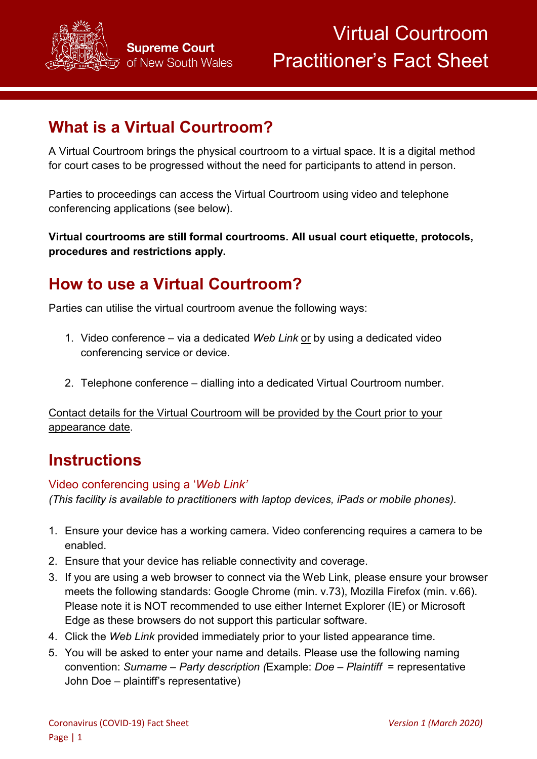Supreme Court of New South Wales

# Virtual Courtroom Practitioner's Fact Sheet

## What is a Virtual Courtroom?

A Virtual Courtroom brings the physical courtroom to a virtual space. It is a digital method for court cases to be progressed without the need for participants to attend in person.

Parties to proceedings can access the Virtual Courtroom using video and telephone conferencing applications (see below).

**Virtual courtrooms are still formal courtrooms. All usual court etiquette, protocols, procedures and restrictions apply.**

## How to use a Virtual Courtroom?

Parties can utilise the virtual courtroom avenue the following ways:

1. Video conference – via a dedicated *Web Link* <u>or</u> by using a dedicated video conferencing service or device.

2. Telephone conference – dialling into a dedicated Virtual Courtroom number.

<u>Contact details for the Virtual Courtroom will be provided by the Court prior to your appearance date</u>.

## Instructions

### Video conferencing using a '*Web Link*'

*(This facility is available to practitioners with laptop devices, iPads or mobile phones).*

1. Ensure your device has a working camera. Video conferencing requires a camera to be enabled.
2. Ensure that your device has reliable connectivity and coverage.
3. If you are using a web browser to connect via the Web Link, please ensure your browser meets the following standards: Google Chrome (min. v.73), Mozilla Firefox (min. v.66). Please note it is NOT recommended to use either Internet Explorer (IE) or Microsoft Edge as these browsers do not support this particular software.
4. Click the *Web Link* provided immediately prior to your listed appearance time.
5. You will be asked to enter your name and details. Please use the following naming convention: *Surname – Party description (*Example: *Doe – Plaintiff* = representative John Doe – plaintiff's representative)

Coronavirus (COVID-19) Fact Sheet

*Version 1 (March 2020)*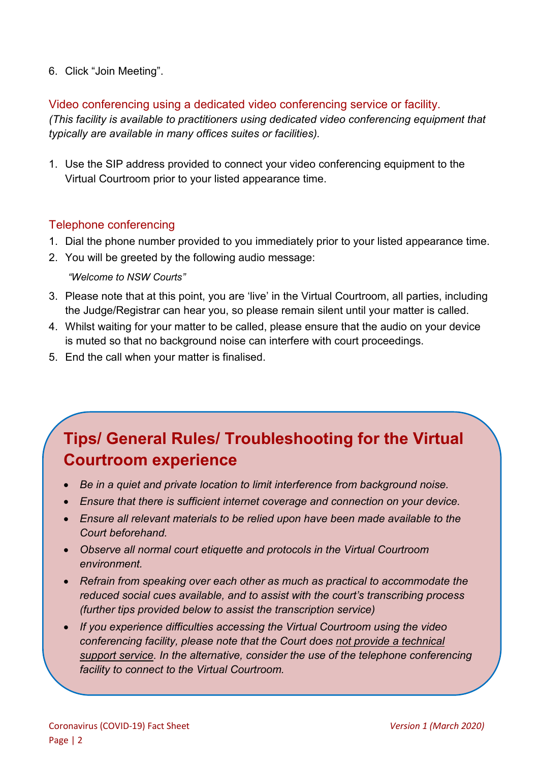6. Click "Join Meeting".

## Video conferencing using a dedicated video conferencing service or facility.

*(This facility is available to practitioners using dedicated video conferencing equipment that typically are available in many offices suites or facilities).*

1. Use the SIP address provided to connect your video conferencing equipment to the Virtual Courtroom prior to your listed appearance time.

## Telephone conferencing

1. Dial the phone number provided to you immediately prior to your listed appearance time.
2. You will be greeted by the following audio message:

   *"Welcome to NSW Courts"*

3. Please note that at this point, you are 'live' in the Virtual Courtroom, all parties, including the Judge/Registrar can hear you, so please remain silent until your matter is called.
4. Whilst waiting for your matter to be called, please ensure that the audio on your device is muted so that no background noise can interfere with court proceedings.
5. End the call when your matter is finalised.

## Tips/ General Rules/ Troubleshooting for the Virtual Courtroom experience

- *Be in a quiet and private location to limit interference from background noise.*
- *Ensure that there is sufficient internet coverage and connection on your device.*
- *Ensure all relevant materials to be relied upon have been made available to the Court beforehand.*
- *Observe all normal court etiquette and protocols in the Virtual Courtroom environment.*
- *Refrain from speaking over each other as much as practical to accommodate the reduced social cues available, and to assist with the court's transcribing process (further tips provided below to assist the transcription service)*
- *If you experience difficulties accessing the Virtual Courtroom using the video conferencing facility, please note that the Court does <u>not provide a technical support service</u>. In the alternative, consider the use of the telephone conferencing facility to connect to the Virtual Courtroom.*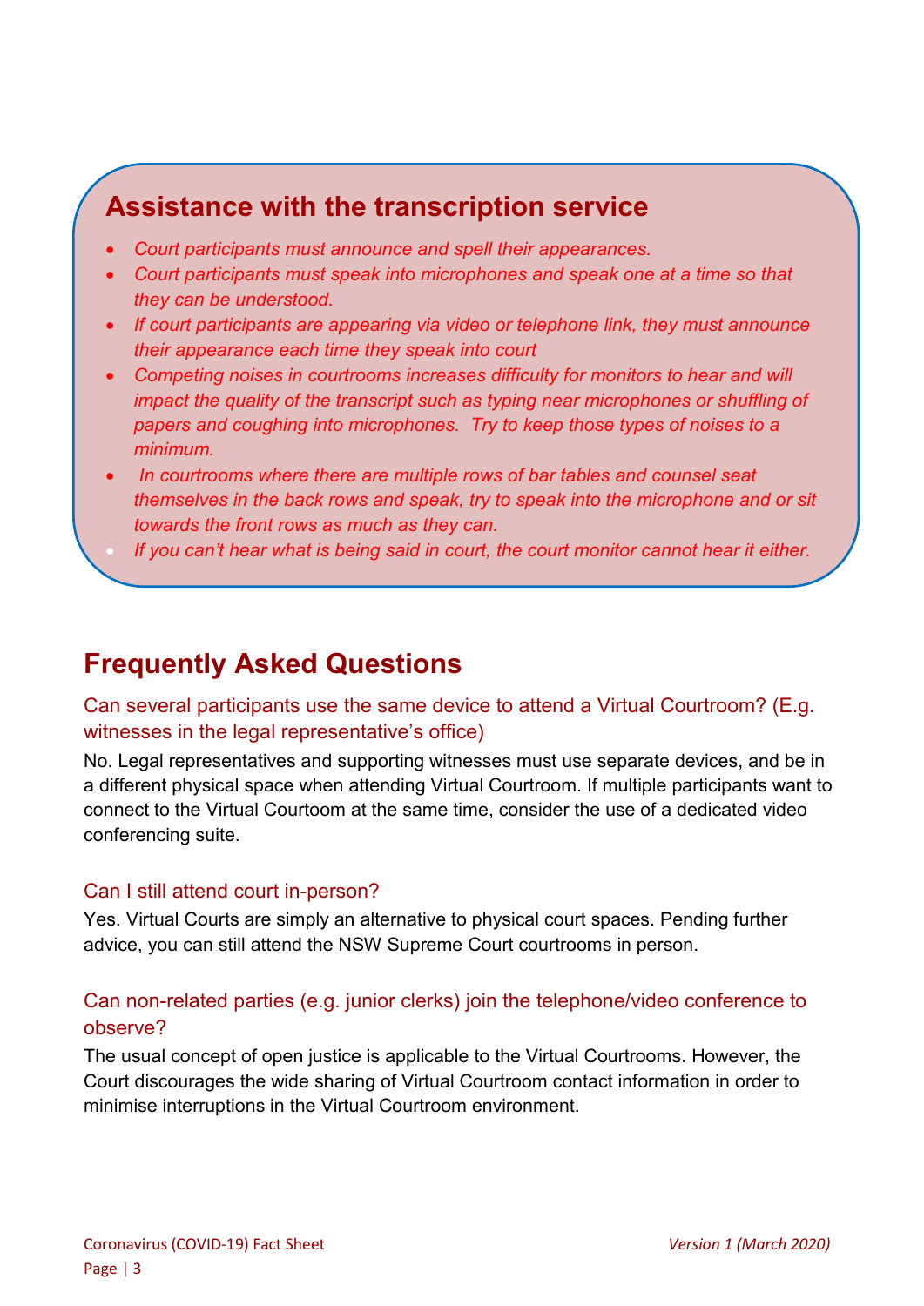## Assistance with the transcription service

- *Court participants must announce and spell their appearances.*
- *Court participants must speak into microphones and speak one at a time so that they can be understood.*
- *If court participants are appearing via video or telephone link, they must announce their appearance each time they speak into court*
- *Competing noises in courtrooms increases difficulty for monitors to hear and will impact the quality of the transcript such as typing near microphones or shuffling of papers and coughing into microphones. Try to keep those types of noises to a minimum.*
- *In courtrooms where there are multiple rows of bar tables and counsel seat themselves in the back rows and speak, try to speak into the microphone and or sit towards the front rows as much as they can.*
- *If you can't hear what is being said in court, the court monitor cannot hear it either.*

## Frequently Asked Questions

### Can several participants use the same device to attend a Virtual Courtroom? (E.g. witnesses in the legal representative's office)

No. Legal representatives and supporting witnesses must use separate devices, and be in a different physical space when attending Virtual Courtroom. If multiple participants want to connect to the Virtual Courtoom at the same time, consider the use of a dedicated video conferencing suite.

### Can I still attend court in-person?

Yes. Virtual Courts are simply an alternative to physical court spaces. Pending further advice, you can still attend the NSW Supreme Court courtrooms in person.

### Can non-related parties (e.g. junior clerks) join the telephone/video conference to observe?

The usual concept of open justice is applicable to the Virtual Courtrooms. However, the Court discourages the wide sharing of Virtual Courtroom contact information in order to minimise interruptions in the Virtual Courtroom environment.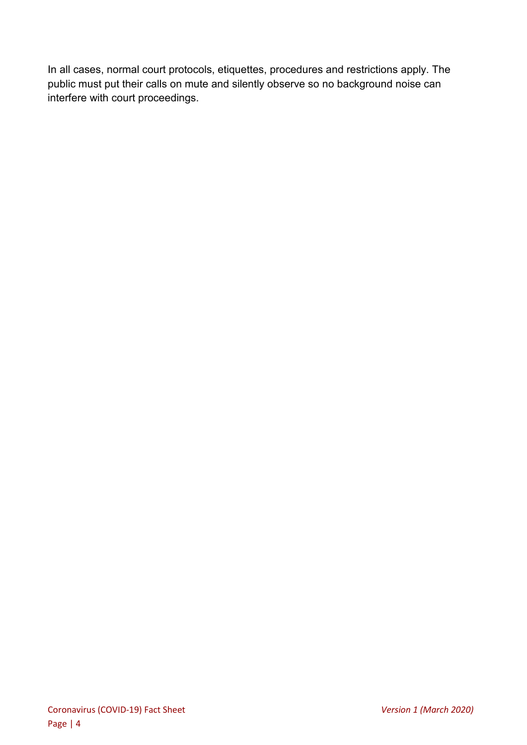In all cases, normal court protocols, etiquettes, procedures and restrictions apply. The public must put their calls on mute and silently observe so no background noise can interfere with court proceedings.